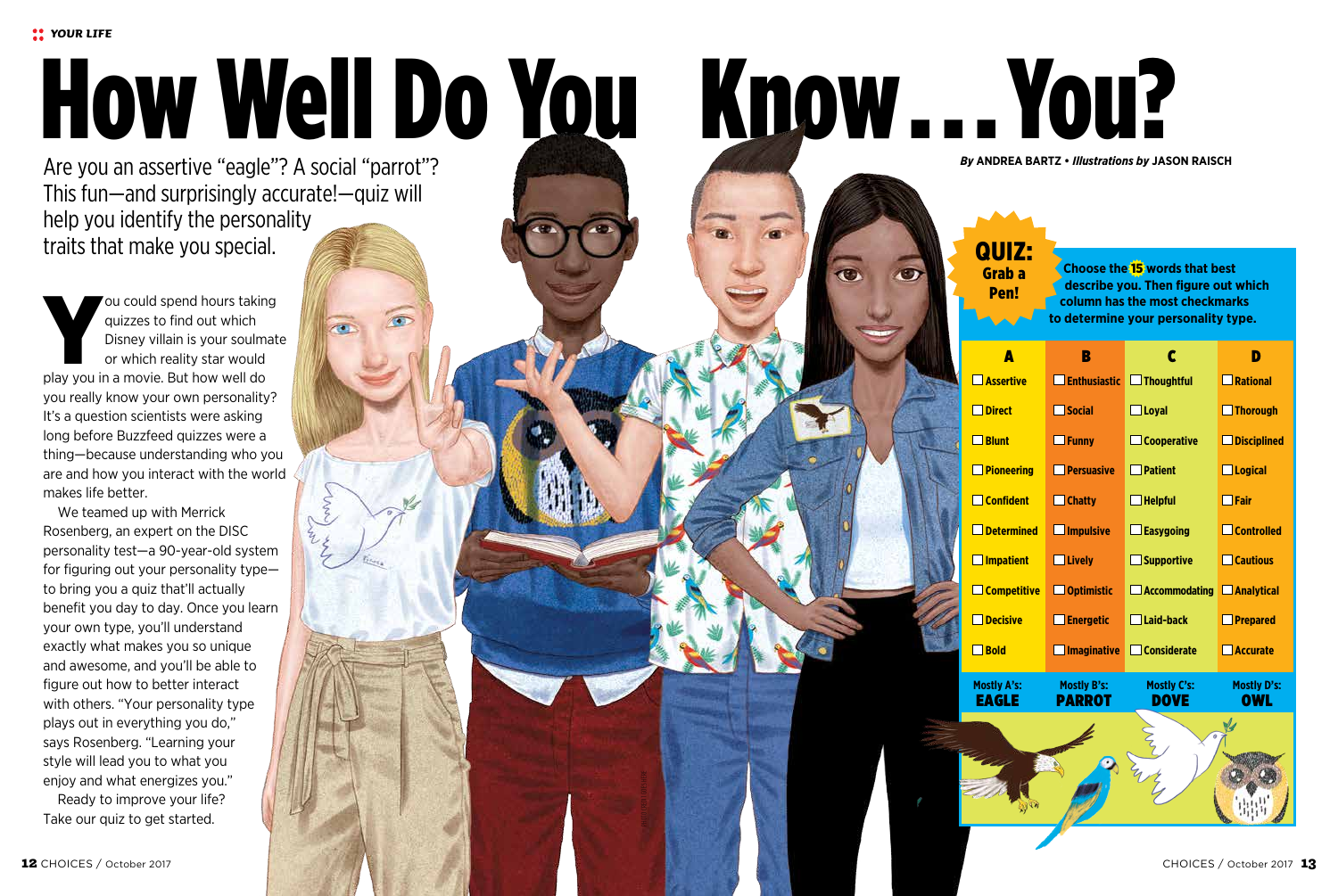YOUR LIFE

# How Well Do You Know...You?

Are you an assertive "eagle"? A social "parrot"? This fun—and surprisingly accurate!—quiz will help you identify the personality traits that make you special.

**By** ANDREA BARTZ • ***Illustrations by*** JASON RAISCH

You could spend hours taking quizzes to find out which Disney villain is your soulmate or which reality star would play you in a movie. But how well do you really know your own personality? It's a question scientists were asking long before Buzzfeed quizzes were a thing—because understanding who you are and how you interact with the world makes life better.

We teamed up with Merrick Rosenberg, an expert on the DISC personality test—a 90-year-old system for figuring out your personality type—to bring you a quiz that'll actually benefit you day to day. Once you learn your own type, you'll understand exactly what makes you so unique and awesome, and you'll be able to figure out how to better interact with others. "Your personality type plays out in everything you do," says Rosenberg. "Learning your style will lead you to what you enjoy and what energizes you."

Ready to improve your life? Take our quiz to get started.

## QUIZ: Grab a Pen!

**Choose the 15 words that best describe you. Then figure out which column has the most checkmarks to determine your personality type.**

| A | B | C | D |
|---|---|---|---|
| ☐ Assertive | ☐ Enthusiastic | ☐ Thoughtful | ☐ Rational |
| ☐ Direct | ☐ Social | ☐ Loyal | ☐ Thorough |
| ☐ Blunt | ☐ Funny | ☐ Cooperative | ☐ Disciplined |
| ☐ Pioneering | ☐ Persuasive | ☐ Patient | ☐ Logical |
| ☐ Confident | ☐ Chatty | ☐ Helpful | ☐ Fair |
| ☐ Determined | ☐ Impulsive | ☐ Easygoing | ☐ Controlled |
| ☐ Impatient | ☐ Lively | ☐ Supportive | ☐ Cautious |
| ☐ Competitive | ☐ Optimistic | ☐ Accommodating | ☐ Analytical |
| ☐ Decisive | ☐ Energetic | ☐ Laid-back | ☐ Prepared |
| ☐ Bold | ☐ Imaginative | ☐ Considerate | ☐ Accurate |
| Mostly A's: **EAGLE** | Mostly B's: **PARROT** | Mostly C's: **DOVE** | Mostly D's: **OWL** |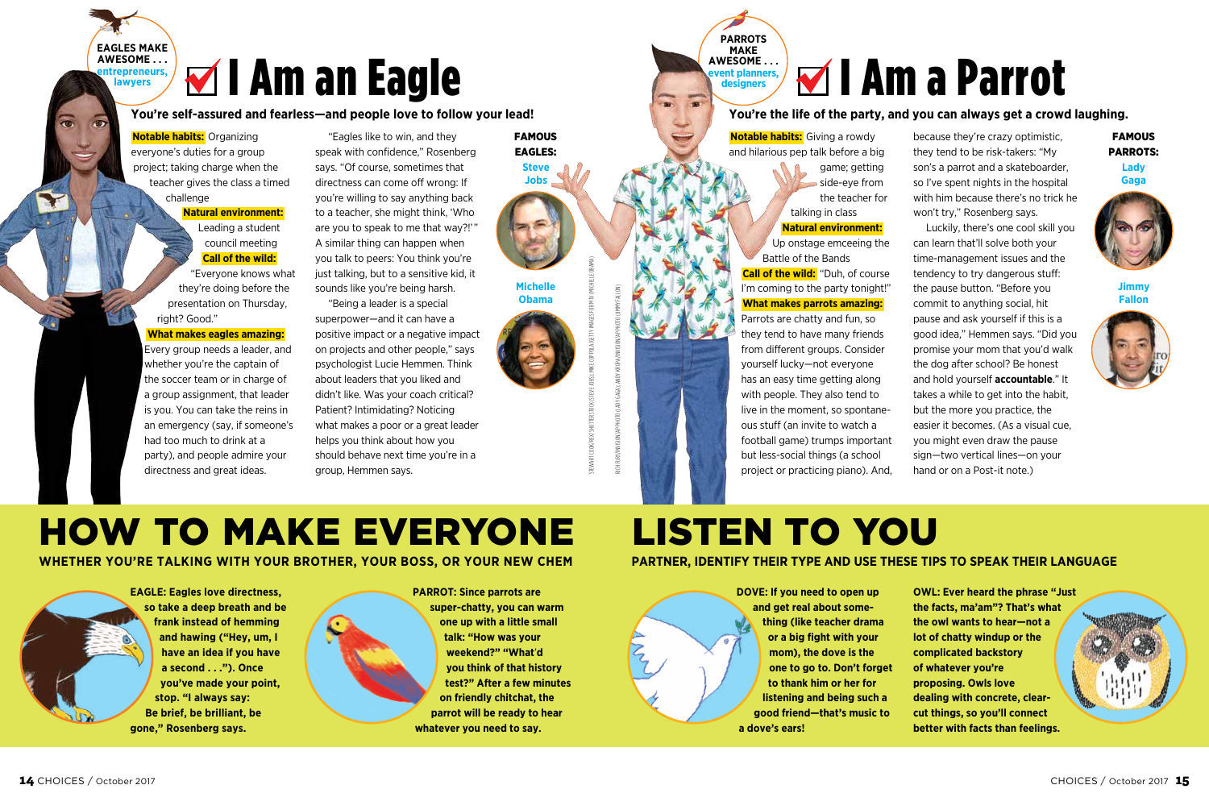**EAGLES MAKE AWESOME . . . entrepreneurs, lawyers**

# ☑ I Am an Eagle

**You're self-assured and fearless—and people love to follow your lead!**

**Notable habits:** Organizing everyone's duties for a group project; taking charge when the teacher gives the class a timed challenge

**Natural environment:** Leading a student council meeting

**Call of the wild:** "Everyone knows what they're doing before the presentation on Thursday, right? Good."

**What makes eagles amazing:** Every group needs a leader, and whether you're the captain of the soccer team or in charge of a group assignment, that leader is you. You can take the reins in an emergency (say, if someone's had too much to drink at a party), and people admire your directness and great ideas.

"Eagles like to win, and they speak with confidence," Rosenberg says. "Of course, sometimes that directness can come off wrong: If you're willing to say anything back to a teacher, she might think, 'Who are you to speak to me that way?!'" A similar thing can happen when you talk to peers: You think you're just talking, but to a sensitive kid, it sounds like you're being harsh.

"Being a leader is a special superpower—and it can have a positive impact or a negative impact on projects and other people," says psychologist Lucie Hemmen. Think about leaders that you liked and didn't like. Was your coach critical? Patient? Intimidating? Noticing what makes a poor or a great leader helps you think about how you should behave next time you're in a group, Hemmen says.

**FAMOUS EAGLES:** Steve Jobs, Michelle Obama

**PARROTS MAKE AWESOME . . . event planners, designers**

# ☑ I Am a Parrot

**You're the life of the party, and you can always get a crowd laughing.**

**Notable habits:** Giving a rowdy and hilarious pep talk before a big game; getting side-eye from the teacher for talking in class

**Natural environment:** Up onstage emceeing the Battle of the Bands

**Call of the wild:** "Duh, of course I'm coming to the party tonight!"

**What makes parrots amazing:** Parrots are chatty and fun, so they tend to have many friends from different groups. Consider yourself lucky—not everyone has an easy time getting along with people. They also tend to live in the moment, so spontaneous stuff (an invite to watch a football game) trumps important but less-social things (a school project or practicing piano). And, because they're crazy optimistic, they tend to be risk-takers: "My son's a parrot and a skateboarder, so I've spent nights in the hospital with him because there's no trick he won't try," Rosenberg says.

Luckily, there's one cool skill you can learn that'll solve both your time-management issues and the tendency to try dangerous stuff: the pause button. "Before you commit to anything social, hit pause and ask yourself if this is a good idea," Hemmen says. "Did you promise your mom that you'd walk the dog after school? Be honest and hold yourself **accountable**." It takes a while to get into the habit, but the more you practice, the easier it becomes. (As a visual cue, you might even draw the pause sign—two vertical lines—on your hand or on a Post-it note.)

**FAMOUS PARROTS:** Lady Gaga, Jimmy Fallon

# HOW TO MAKE EVERYONE LISTEN TO YOU

**WHETHER YOU'RE TALKING WITH YOUR BROTHER, YOUR BOSS, OR YOUR NEW CHEM PARTNER, IDENTIFY THEIR TYPE AND USE THESE TIPS TO SPEAK THEIR LANGUAGE**

**EAGLE: Eagles love directness, so take a deep breath and be frank instead of hemming and hawing ("Hey, um, I have an idea if you have a second . . ."). Once you've made your point, stop. "I always say: Be brief, be brilliant, be gone," Rosenberg says.**

**PARROT: Since parrots are super-chatty, you can warm one up with a little small talk: "How was your weekend?" "What'd you think of that history test?" After a few minutes on friendly chitchat, the parrot will be ready to hear whatever you need to say.**

**DOVE: If you need to open up and get real about something (like teacher drama or a big fight with your mom), the dove is the one to go to. Don't forget to thank him or her for listening and being such a good friend—that's music to a dove's ears!**

**OWL: Ever heard the phrase "Just the facts, ma'am"? That's what the owl wants to hear—not a lot of chatty windup or the complicated backstory of whatever you're proposing. Owls love dealing with concrete, clear-cut things, so you'll connect better with facts than feelings.**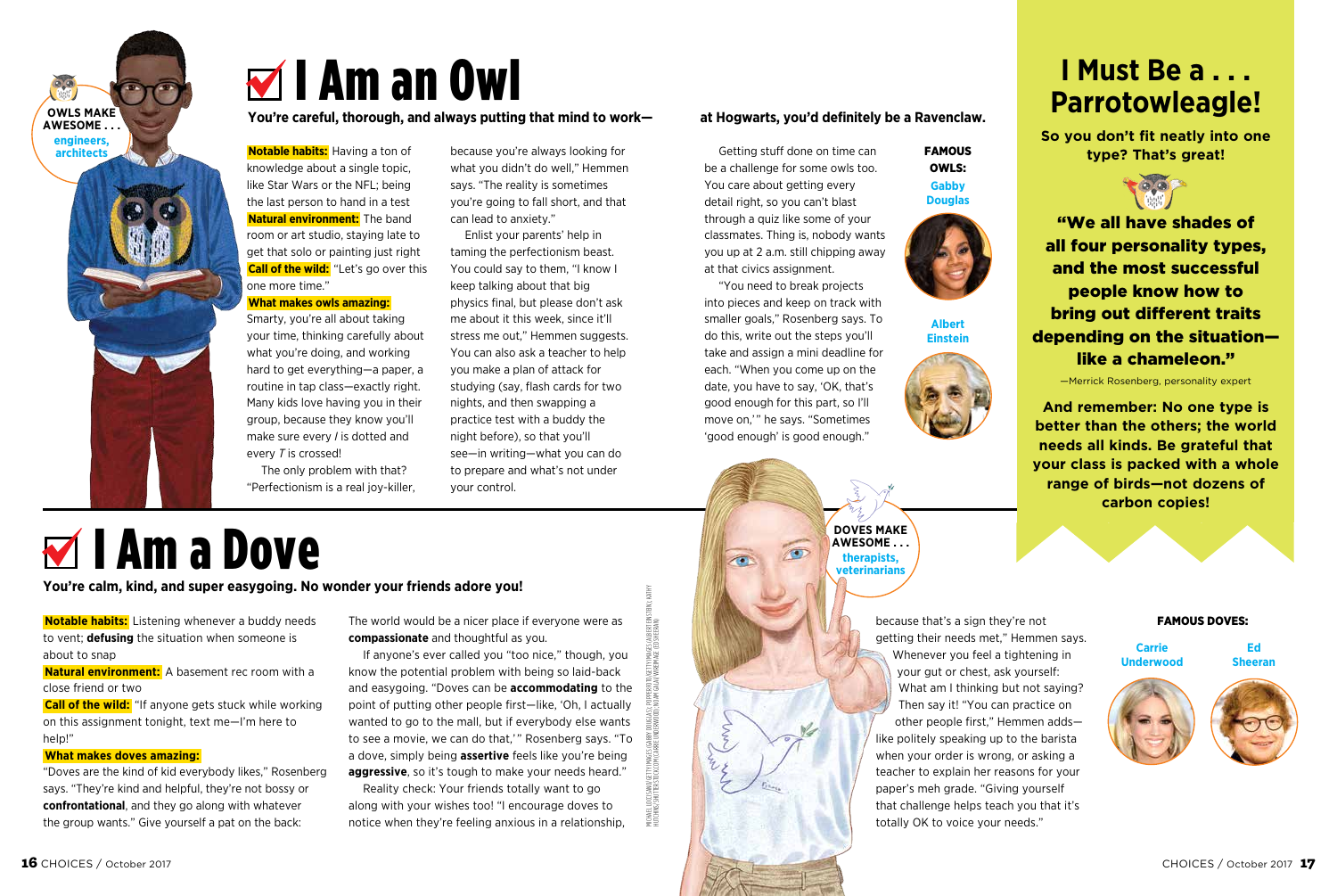## ☑ I Am an Owl

**You're careful, thorough, and always putting that mind to work—at Hogwarts, you'd definitely be a Ravenclaw.**

**OWLS MAKE AWESOME . . .** engineers, architects

**Notable habits:** Having a ton of knowledge about a single topic, like Star Wars or the NFL; being the last person to hand in a test

**Natural environment:** The band room or art studio, staying late to get that solo or painting just right

**Call of the wild:** "Let's go over this one more time."

**What makes owls amazing:** Smarty, you're all about taking your time, thinking carefully about what you're doing, and working hard to get everything—a paper, a routine in tap class—exactly right. Many kids love having you in their group, because they know you'll make sure every *I* is dotted and every *T* is crossed!

The only problem with that? "Perfectionism is a real joy-killer, because you're always looking for what you didn't do well," Hemmen says. "The reality is sometimes you're going to fall short, and that can lead to anxiety."

Enlist your parents' help in taming the perfectionism beast. You could say to them, "I know I keep talking about that big physics final, but please don't ask me about it this week, since it'll stress me out," Hemmen suggests. You can also ask a teacher to help you make a plan of attack for studying (say, flash cards for two nights, and then swapping a practice test with a buddy the night before), so that you'll see—in writing—what you can do to prepare and what's not under your control.

Getting stuff done on time can be a challenge for some owls too. You care about getting every detail right, so you can't blast through a quiz like some of your classmates. Thing is, nobody wants you up at 2 a.m. still chipping away at that civics assignment.

"You need to break projects into pieces and keep on track with smaller goals," Rosenberg says. To do this, write out the steps you'll take and assign a mini deadline for each. "When you come up on the date, you have to say, 'OK, that's good enough for this part, so I'll move on,'" he says. "Sometimes 'good enough' is good enough."

**FAMOUS OWLS:** Gabby Douglas, Albert Einstein

## I Must Be a . . . Parrotowleagle!

**So you don't fit neatly into one type? That's great!**

**"We all have shades of all four personality types, and the most successful people know how to bring out different traits depending on the situation—like a chameleon."**

—Merrick Rosenberg, personality expert

**And remember: No one type is better than the others; the world needs all kinds. Be grateful that your class is packed with a whole range of birds—not dozens of carbon copies!**

## ☑ I Am a Dove

**You're calm, kind, and super easygoing. No wonder your friends adore you!**

**DOVES MAKE AWESOME . . .** therapists, veterinarians

**Notable habits:** Listening whenever a buddy needs to vent; **defusing** the situation when someone is about to snap

**Natural environment:** A basement rec room with a close friend or two

**Call of the wild:** "If anyone gets stuck while working on this assignment tonight, text me—I'm here to help!"

**What makes doves amazing:** "Doves are the kind of kid everybody likes," Rosenberg says. "They're kind and helpful, they're not bossy or **confrontational**, and they go along with whatever the group wants." Give yourself a pat on the back: The world would be a nicer place if everyone were as **compassionate** and thoughtful as you.

If anyone's ever called you "too nice," though, you know the potential problem with being so laid-back and easygoing. "Doves can be **accommodating** to the point of putting other people first—like, 'Oh, I actually wanted to go to the mall, but if everybody else wants to see a movie, we can do that,'" Rosenberg says. "To a dove, simply being **assertive** feels like you're being **aggressive**, so it's tough to make your needs heard."

Reality check: Your friends totally want to go along with your wishes too! "I encourage doves to notice when they're feeling anxious in a relationship, because that's a sign they're not getting their needs met," Hemmen says. Whenever you feel a tightening in your gut or chest, ask yourself: What am I thinking but not saying? Then say it! "You can practice on other people first," Hemmen adds—like politely speaking up to the barista when your order is wrong, or asking a teacher to explain her reasons for your paper's meh grade. "Giving yourself that challenge helps teach you that it's totally OK to voice your needs."

**FAMOUS DOVES:** Carrie Underwood, Ed Sheeran

MICHAEL LOCCISANO/GETTY IMAGES (GABBY DOUGLAS); POPPERFOTO/GETTY IMAGES (ALBERT EINSTEIN); KATHY HUTCHINS/SHUTTERSTOCK.COM (CARRIE UNDERWOOD); NOAM GALAI/WIREIMAGE (ED SHEERAN)